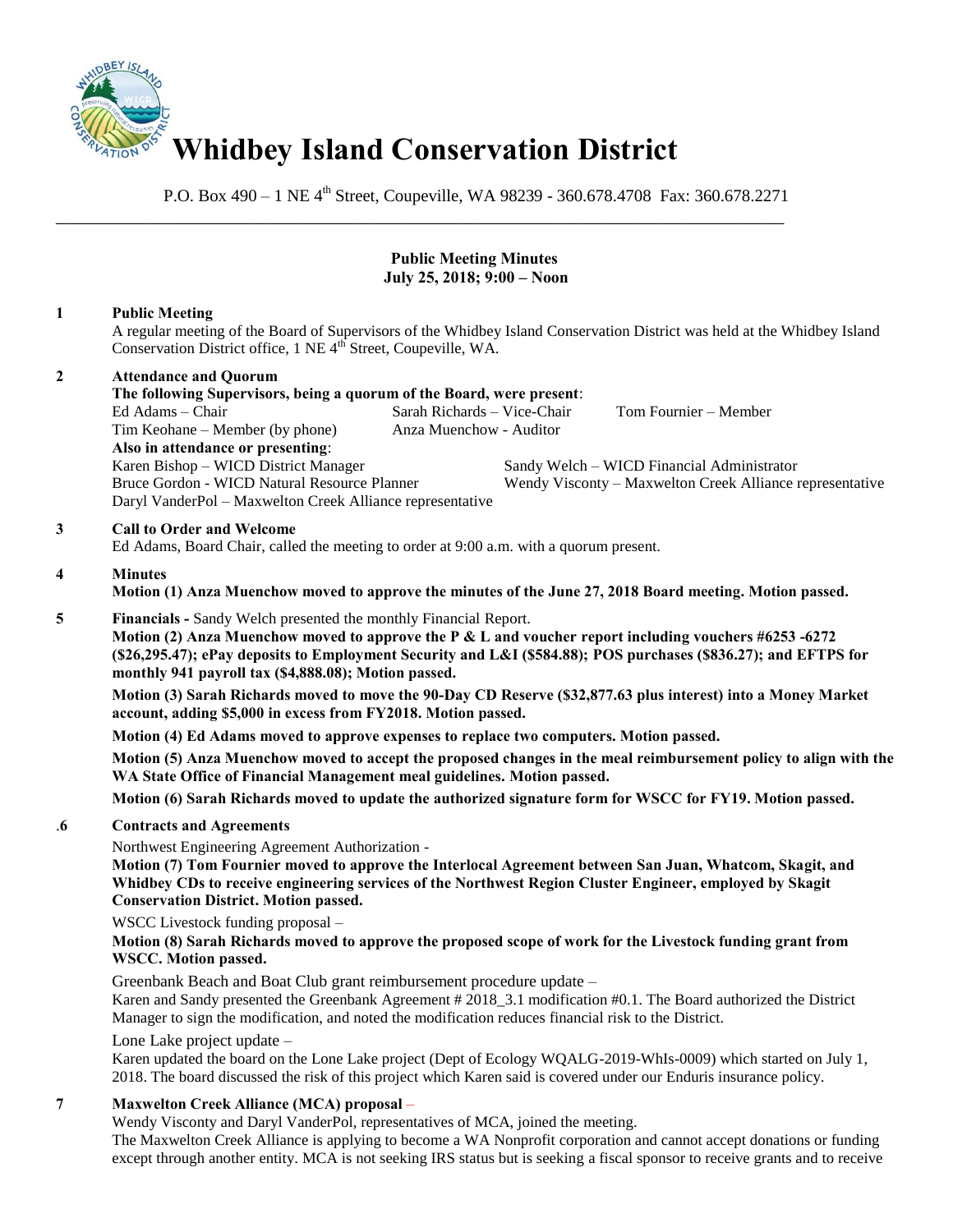# Whidbey Island Conservation District

P.O. Box 490 – 1 NE 4th Street, Coupeville, WA 98239 - 360.678.4708 Fax: 360.678.2271

---

**Public Meeting Minutes**
**July 25, 2018; 9:00 – Noon**

**1 Public Meeting**

A regular meeting of the Board of Supervisors of the Whidbey Island Conservation District was held at the Whidbey Island Conservation District office, 1 NE 4th Street, Coupeville, WA.

**2 Attendance and Quorum**

**The following Supervisors, being a quorum of the Board, were present**:

Ed Adams – Chair
Sarah Richards – Vice-Chair
Tom Fournier – Member
Tim Keohane – Member (by phone)
Anza Muenchow - Auditor

**Also in attendance or presenting**:

Karen Bishop – WICD District Manager
Sandy Welch – WICD Financial Administrator
Bruce Gordon - WICD Natural Resource Planner
Wendy Viscomty – Maxwelton Creek Alliance representative
Daryl VanderPol – Maxwelton Creek Alliance representative

**3 Call to Order and Welcome**

Ed Adams, Board Chair, called the meeting to order at 9:00 a.m. with a quorum present.

**4 Minutes**

**Motion (1) Anza Muenchow moved to approve the minutes of the June 27, 2018 Board meeting. Motion passed.**

**5 Financials -** Sandy Welch presented the monthly Financial Report.

**Motion (2) Anza Muenchow moved to approve the P & L and voucher report including vouchers #6253 -6272 ($26,295.47); ePay deposits to Employment Security and L&I ($584.88); POS purchases ($836.27); and EFTPS for monthly 941 payroll tax ($4,888.08); Motion passed.**

**Motion (3) Sarah Richards moved to move the 90-Day CD Reserve ($32,877.63 plus interest) into a Money Market account, adding $5,000 in excess from FY2018. Motion passed.**

**Motion (4) Ed Adams moved to approve expenses to replace two computers. Motion passed.**

**Motion (5) Anza Muenchow moved to accept the proposed changes in the meal reimbursement policy to align with the WA State Office of Financial Management meal guidelines. Motion passed.**

**Motion (6) Sarah Richards moved to update the authorized signature form for WSCC for FY19. Motion passed.**

**.6 Contracts and Agreements**

Northwest Engineering Agreement Authorization -

**Motion (7) Tom Fournier moved to approve the Interlocal Agreement between San Juan, Whatcom, Skagit, and Whidbey CDs to receive engineering services of the Northwest Region Cluster Engineer, employed by Skagit Conservation District. Motion passed.**

WSCC Livestock funding proposal –

**Motion (8) Sarah Richards moved to approve the proposed scope of work for the Livestock funding grant from WSCC. Motion passed.**

Greenbank Beach and Boat Club grant reimbursement procedure update –

Karen and Sandy presented the Greenbank Agreement # 2018_3.1 modification #0.1. The Board authorized the District Manager to sign the modification, and noted the modification reduces financial risk to the District.

Lone Lake project update –

Karen updated the board on the Lone Lake project (Dept of Ecology WQALG-2019-WhIs-0009) which started on July 1, 2018. The board discussed the risk of this project which Karen said is covered under our Enduris insurance policy.

**7 Maxwelton Creek Alliance (MCA) proposal** –

Wendy Viscomty and Daryl VanderPol, representatives of MCA, joined the meeting.

The Maxwelton Creek Alliance is applying to become a WA Nonprofit corporation and cannot accept donations or funding except through another entity. MCA is not seeking IRS status but is seeking a fiscal sponsor to receive grants and to receive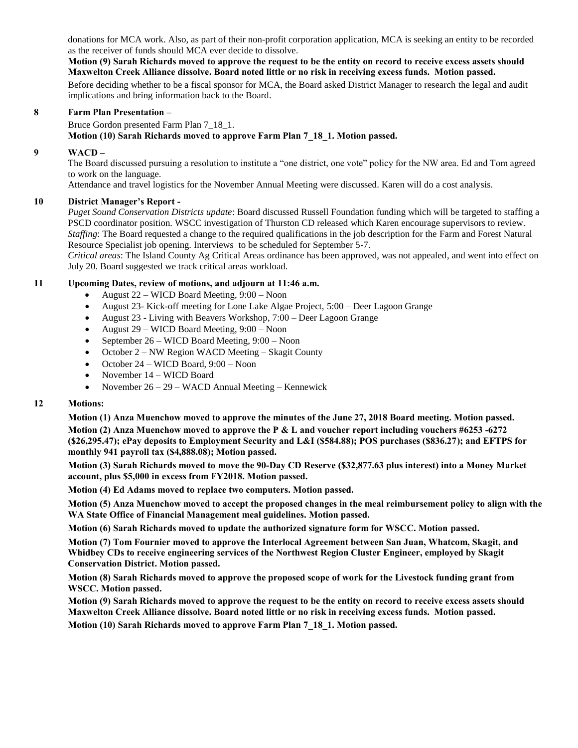donations for MCA work. Also, as part of their non-profit corporation application, MCA is seeking an entity to be recorded as the receiver of funds should MCA ever decide to dissolve.

**Motion (9) Sarah Richards moved to approve the request to be the entity on record to receive excess assets should Maxwelton Creek Alliance dissolve. Board noted little or no risk in receiving excess funds. Motion passed.**

Before deciding whether to be a fiscal sponsor for MCA, the Board asked District Manager to research the legal and audit implications and bring information back to the Board.

**8 Farm Plan Presentation –**

Bruce Gordon presented Farm Plan 7_18_1.

**Motion (10) Sarah Richards moved to approve Farm Plan 7_18_1. Motion passed.**

**9 WACD –**

The Board discussed pursuing a resolution to institute a "one district, one vote" policy for the NW area. Ed and Tom agreed to work on the language.

Attendance and travel logistics for the November Annual Meeting were discussed. Karen will do a cost analysis.

**10 District Manager's Report -**

*Puget Sound Conservation Districts update*: Board discussed Russell Foundation funding which will be targeted to staffing a PSCD coordinator position. WSCC investigation of Thurston CD released which Karen encourage supervisors to review.

*Staffing*: The Board requested a change to the required qualifications in the job description for the Farm and Forest Natural Resource Specialist job opening. Interviews to be scheduled for September 5-7.

*Critical areas*: The Island County Ag Critical Areas ordinance has been approved, was not appealed, and went into effect on July 20. Board suggested we track critical areas workload.

**11 Upcoming Dates, review of motions, and adjourn at 11:46 a.m.**

- August 22 – WICD Board Meeting, 9:00 – Noon
- August 23- Kick-off meeting for Lone Lake Algae Project, 5:00 – Deer Lagoon Grange
- August 23 - Living with Beavers Workshop, 7:00 – Deer Lagoon Grange
- August 29 – WICD Board Meeting, 9:00 – Noon
- September 26 – WICD Board Meeting, 9:00 – Noon
- October 2 – NW Region WACD Meeting – Skagit County
- October 24 – WICD Board, 9:00 – Noon
- November 14 – WICD Board
- November 26 – 29 – WACD Annual Meeting – Kennewick

**12 Motions:**

**Motion (1) Anza Muenchow moved to approve the minutes of the June 27, 2018 Board meeting. Motion passed.**

**Motion (2) Anza Muenchow moved to approve the P & L and voucher report including vouchers #6253 -6272 ($26,295.47); ePay deposits to Employment Security and L&I ($584.88); POS purchases ($836.27); and EFTPS for monthly 941 payroll tax ($4,888.08); Motion passed.**

**Motion (3) Sarah Richards moved to move the 90-Day CD Reserve ($32,877.63 plus interest) into a Money Market account, plus $5,000 in excess from FY2018. Motion passed.**

**Motion (4) Ed Adams moved to replace two computers. Motion passed.**

**Motion (5) Anza Muenchow moved to accept the proposed changes in the meal reimbursement policy to align with the WA State Office of Financial Management meal guidelines. Motion passed.**

**Motion (6) Sarah Richards moved to update the authorized signature form for WSCC. Motion passed.**

**Motion (7) Tom Fournier moved to approve the Interlocal Agreement between San Juan, Whatcom, Skagit, and Whidbey CDs to receive engineering services of the Northwest Region Cluster Engineer, employed by Skagit Conservation District. Motion passed.**

**Motion (8) Sarah Richards moved to approve the proposed scope of work for the Livestock funding grant from WSCC. Motion passed.**

**Motion (9) Sarah Richards moved to approve the request to be the entity on record to receive excess assets should Maxwelton Creek Alliance dissolve. Board noted little or no risk in receiving excess funds. Motion passed.**

**Motion (10) Sarah Richards moved to approve Farm Plan 7_18_1. Motion passed.**